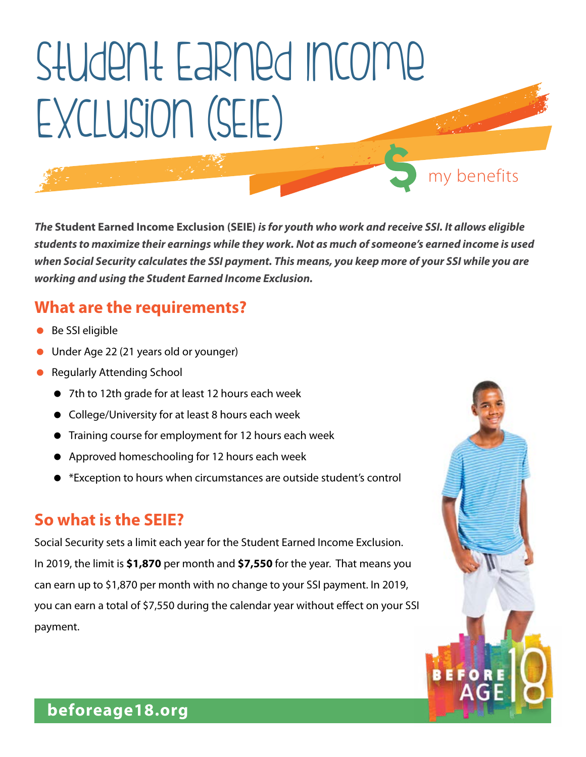# Student Earned Income Exclusion (SEIE)

my benefits

***The* Student Earned Income Exclusion (SEIE) *is for youth who work and receive SSI. It allows eligible students to maximize their earnings while they work. Not as much of someone's earned income is used when Social Security calculates the SSI payment. This means, you keep more of your SSI while you are working and using the Student Earned Income Exclusion.***

## What are the requirements?

- Be SSI eligible
- Under Age 22 (21 years old or younger)
- Regularly Attending School
  - 7th to 12th grade for at least 12 hours each week
  - College/University for at least 8 hours each week
  - Training course for employment for 12 hours each week
  - Approved homeschooling for 12 hours each week
  - *Exception to hours when circumstances are outside student's control

## So what is the SEIE?

Social Security sets a limit each year for the Student Earned Income Exclusion. In 2019, the limit is **$1,870** per month and **$7,550** for the year. That means you can earn up to $1,870 per month with no change to your SSI payment. In 2019, you can earn a total of $7,550 during the calendar year without effect on your SSI payment.

BEFORE AGE 18

**beforeage18.org**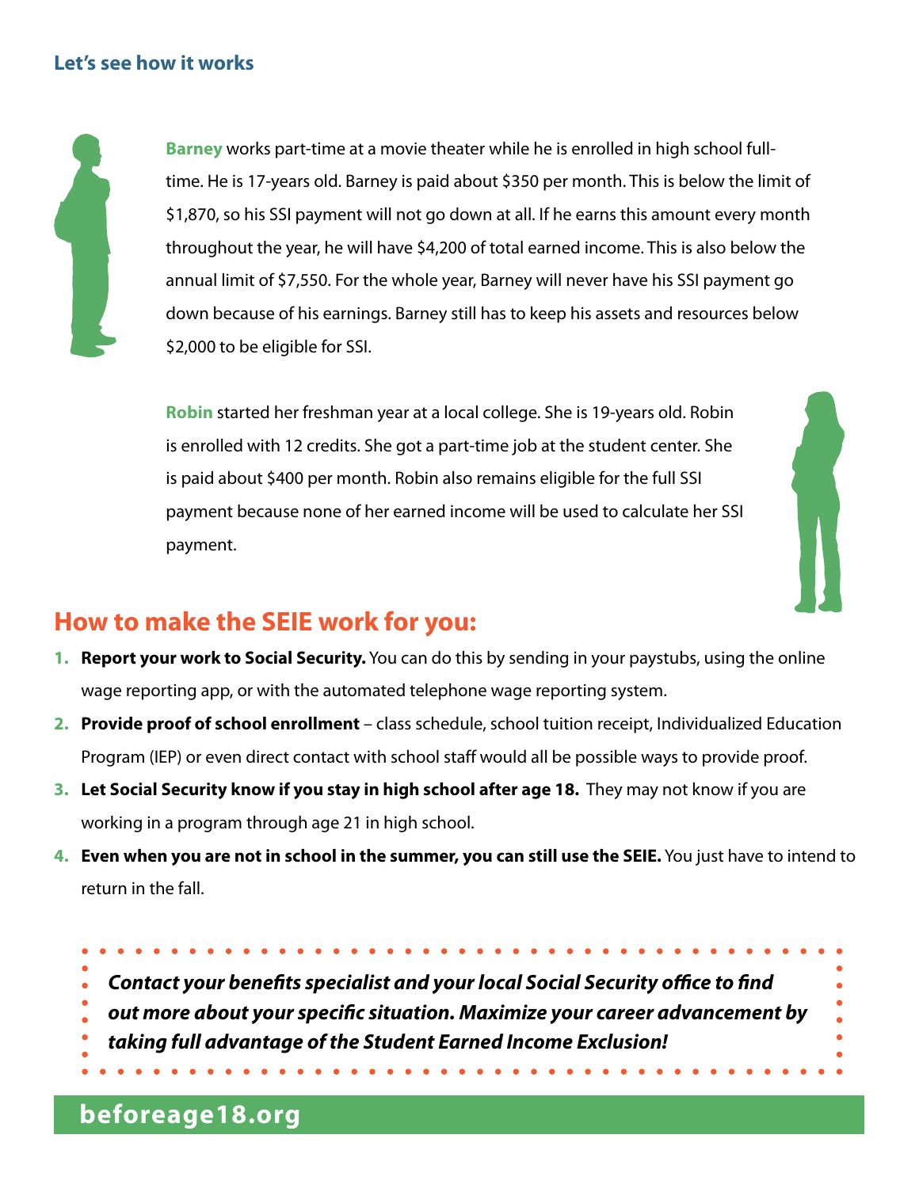### Let's see how it works

**Barney** works part-time at a movie theater while he is enrolled in high school full-time. He is 17-years old. Barney is paid about $350 per month. This is below the limit of $1,870, so his SSI payment will not go down at all. If he earns this amount every month throughout the year, he will have $4,200 of total earned income. This is also below the annual limit of $7,550. For the whole year, Barney will never have his SSI payment go down because of his earnings. Barney still has to keep his assets and resources below $2,000 to be eligible for SSI.

**Robin** started her freshman year at a local college. She is 19-years old. Robin is enrolled with 12 credits. She got a part-time job at the student center. She is paid about $400 per month. Robin also remains eligible for the full SSI payment because none of her earned income will be used to calculate her SSI payment.

## How to make the SEIE work for you:

1. **Report your work to Social Security.** You can do this by sending in your paystubs, using the online wage reporting app, or with the automated telephone wage reporting system.
2. **Provide proof of school enrollment** – class schedule, school tuition receipt, Individualized Education Program (IEP) or even direct contact with school staff would all be possible ways to provide proof.
3. **Let Social Security know if you stay in high school after age 18.** They may not know if you are working in a program through age 21 in high school.
4. **Even when you are not in school in the summer, you can still use the SEIE.** You just have to intend to return in the fall.

***Contact your benefits specialist and your local Social Security office to find out more about your specific situation. Maximize your career advancement by taking full advantage of the Student Earned Income Exclusion!***

**beforeage18.org**